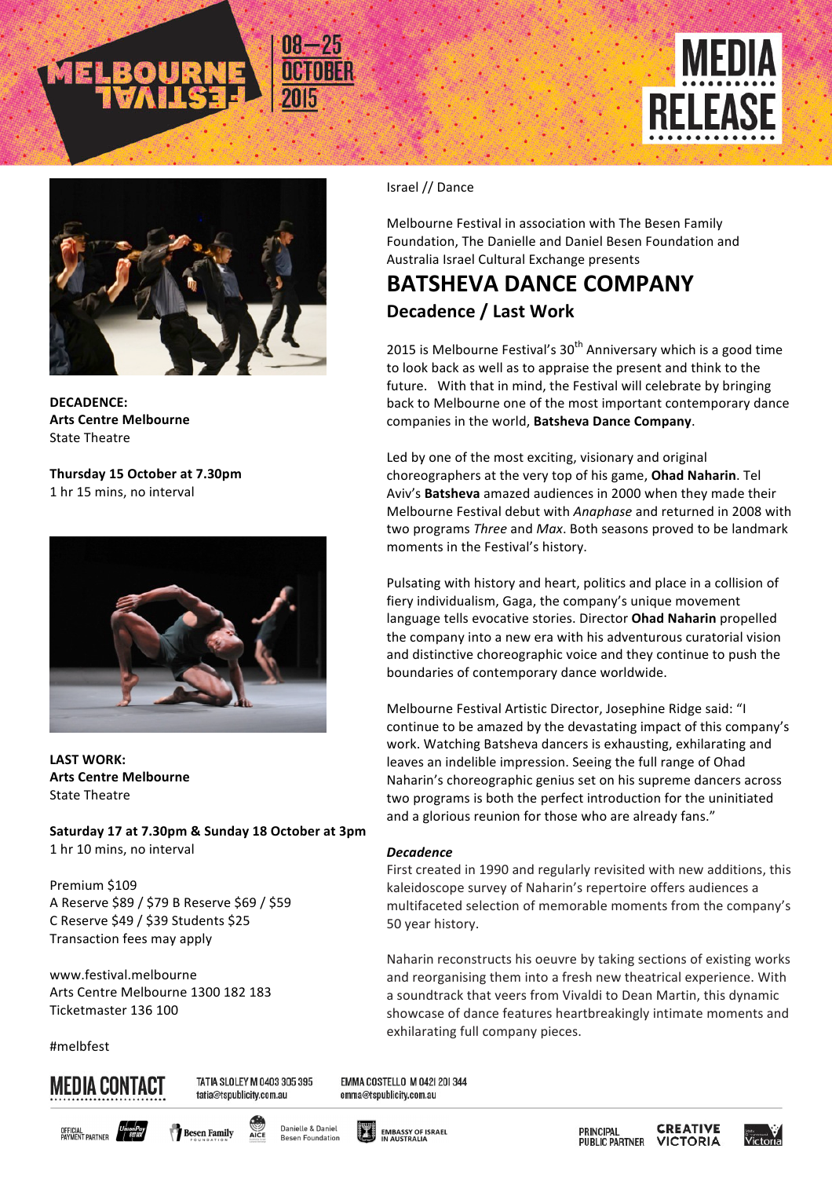MELBOURNE FESTIVAL 08–25 OCTOBER 2015

# MEDIA RELEASE

Israel // Dance

Melbourne Festival in association with The Besen Family Foundation, The Danielle and Daniel Besen Foundation and Australia Israel Cultural Exchange presents

# BATSHEVA DANCE COMPANY

## Decadence / Last Work

2015 is Melbourne Festival's 30th Anniversary which is a good time to look back as well as to appraise the present and think to the future. With that in mind, the Festival will celebrate by bringing back to Melbourne one of the most important contemporary dance companies in the world, **Batsheva Dance Company**.

Led by one of the most exciting, visionary and original choreographers at the very top of his game, **Ohad Naharin**. Tel Aviv's **Batsheva** amazed audiences in 2000 when they made their Melbourne Festival debut with *Anaphase* and returned in 2008 with two programs *Three* and *Max*. Both seasons proved to be landmark moments in the Festival's history.

Pulsating with history and heart, politics and place in a collision of fiery individualism, Gaga, the company's unique movement language tells evocative stories. Director **Ohad Naharin** propelled the company into a new era with his adventurous curatorial vision and distinctive choreographic voice and they continue to push the boundaries of contemporary dance worldwide.

Melbourne Festival Artistic Director, Josephine Ridge said: "I continue to be amazed by the devastating impact of this company's work. Watching Batsheva dancers is exhausting, exhilarating and leaves an indelible impression. Seeing the full range of Ohad Naharin's choreographic genius set on his supreme dancers across two programs is both the perfect introduction for the uninitiated and a glorious reunion for those who are already fans."

### *Decadence*

First created in 1990 and regularly revisited with new additions, this kaleidoscope survey of Naharin's repertoire offers audiences a multifaceted selection of memorable moments from the company's 50 year history.

Naharin reconstructs his oeuvre by taking sections of existing works and reorganising them into a fresh new theatrical experience. With a soundtrack that veers from Vivaldi to Dean Martin, this dynamic showcase of dance features heartbreakingly intimate moments and exhilarating full company pieces.

**DECADENCE:**
**Arts Centre Melbourne**
State Theatre

**Thursday 15 October at 7.30pm**
1 hr 15 mins, no interval

**LAST WORK:**
**Arts Centre Melbourne**
State Theatre

**Saturday 17 at 7.30pm & Sunday 18 October at 3pm**
1 hr 10 mins, no interval

Premium $109
A Reserve $89 / $79 B Reserve $69 / $59
C Reserve $49 / $39 Students $25
Transaction fees may apply

www.festival.melbourne
Arts Centre Melbourne 1300 182 183
Ticketmaster 136 100

#melbfest

**MEDIA CONTACT**

TATIA SLOLEY M 0403 305 395
tatia@tspublicity.com.au

EMMA COSTELLO M 0421 201 344
emma@tspublicity.com.au

OFFICIAL PAYMENT PARTNER UnionPay · Besen Family Foundation · AICE · Danielle & Daniel Besen Foundation · Embassy of Israel in Australia · PRINCIPAL PUBLIC PARTNER Creative Victoria · Victoria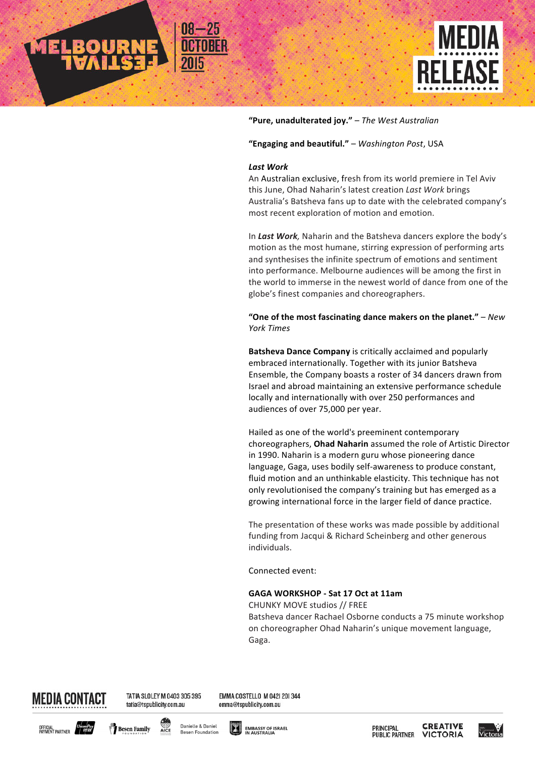**"Pure, unadulterated joy."** – *The West Australian*

**"Engaging and beautiful."** – *Washington Post*, USA

***Last Work***

An Australian exclusive, fresh from its world premiere in Tel Aviv this June, Ohad Naharin's latest creation *Last Work* brings Australia's Batsheva fans up to date with the celebrated company's most recent exploration of motion and emotion.

In ***Last Work****,* Naharin and the Batsheva dancers explore the body's motion as the most humane, stirring expression of performing arts and synthesises the infinite spectrum of emotions and sentiment into performance. Melbourne audiences will be among the first in the world to immerse in the newest world of dance from one of the globe's finest companies and choreographers.

**"One of the most fascinating dance makers on the planet."** – *New York Times*

**Batsheva Dance Company** is critically acclaimed and popularly embraced internationally. Together with its junior Batsheva Ensemble, the Company boasts a roster of 34 dancers drawn from Israel and abroad maintaining an extensive performance schedule locally and internationally with over 250 performances and audiences of over 75,000 per year.

Hailed as one of the world's preeminent contemporary choreographers, **Ohad Naharin** assumed the role of Artistic Director in 1990. Naharin is a modern guru whose pioneering dance language, Gaga, uses bodily self-awareness to produce constant, fluid motion and an unthinkable elasticity. This technique has not only revolutionised the company's training but has emerged as a growing international force in the larger field of dance practice.

The presentation of these works was made possible by additional funding from Jacqui & Richard Scheinberg and other generous individuals.

Connected event:

**GAGA WORKSHOP - Sat 17 Oct at 11am**

CHUNKY MOVE studios // FREE

Batsheva dancer Rachael Osborne conducts a 75 minute workshop on choreographer Ohad Naharin's unique movement language, Gaga.

**MEDIA CONTACT**

TATIA SLOLEY M 0403 305 395 tatia@tspublicity.com.au

EMMA COSTELLO M 0421 201 344 emma@tspublicity.com.au